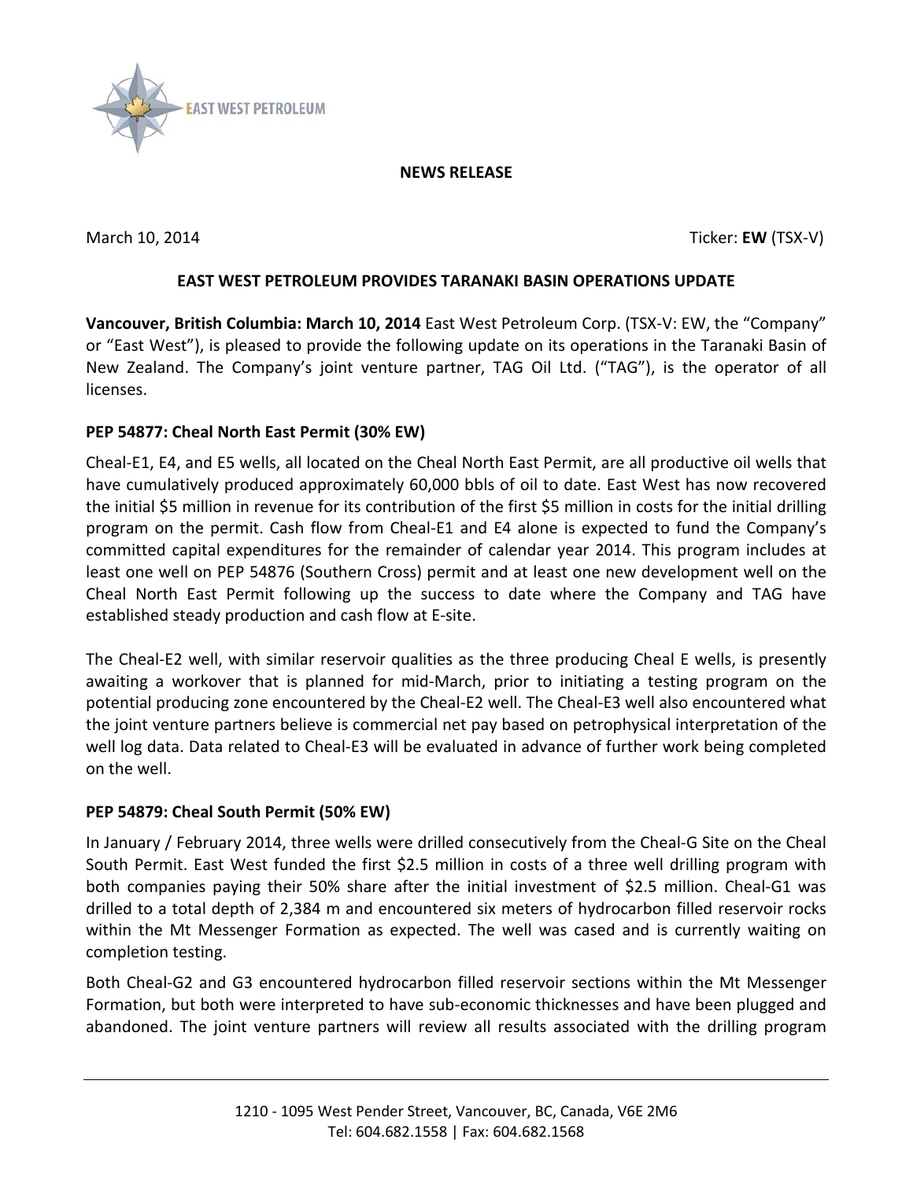EAST WEST PETROLEUM

**NEWS RELEASE**

March 10, 2014 Ticker: **EW** (TSX-V)

# EAST WEST PETROLEUM PROVIDES TARANAKI BASIN OPERATIONS UPDATE

**Vancouver, British Columbia: March 10, 2014** East West Petroleum Corp. (TSX-V: EW, the "Company" or "East West"), is pleased to provide the following update on its operations in the Taranaki Basin of New Zealand. The Company's joint venture partner, TAG Oil Ltd. ("TAG"), is the operator of all licenses.

## PEP 54877: Cheal North East Permit (30% EW)

Cheal-E1, E4, and E5 wells, all located on the Cheal North East Permit, are all productive oil wells that have cumulatively produced approximately 60,000 bbls of oil to date. East West has now recovered the initial $5 million in revenue for its contribution of the first $5 million in costs for the initial drilling program on the permit. Cash flow from Cheal-E1 and E4 alone is expected to fund the Company's committed capital expenditures for the remainder of calendar year 2014. This program includes at least one well on PEP 54876 (Southern Cross) permit and at least one new development well on the Cheal North East Permit following up the success to date where the Company and TAG have established steady production and cash flow at E-site.

The Cheal-E2 well, with similar reservoir qualities as the three producing Cheal E wells, is presently awaiting a workover that is planned for mid-March, prior to initiating a testing program on the potential producing zone encountered by the Cheal-E2 well. The Cheal-E3 well also encountered what the joint venture partners believe is commercial net pay based on petrophysical interpretation of the well log data. Data related to Cheal-E3 will be evaluated in advance of further work being completed on the well.

## PEP 54879: Cheal South Permit (50% EW)

In January / February 2014, three wells were drilled consecutively from the Cheal-G Site on the Cheal South Permit. East West funded the first $2.5 million in costs of a three well drilling program with both companies paying their 50% share after the initial investment of $2.5 million. Cheal-G1 was drilled to a total depth of 2,384 m and encountered six meters of hydrocarbon filled reservoir rocks within the Mt Messenger Formation as expected. The well was cased and is currently waiting on completion testing.

Both Cheal-G2 and G3 encountered hydrocarbon filled reservoir sections within the Mt Messenger Formation, but both were interpreted to have sub-economic thicknesses and have been plugged and abandoned. The joint venture partners will review all results associated with the drilling program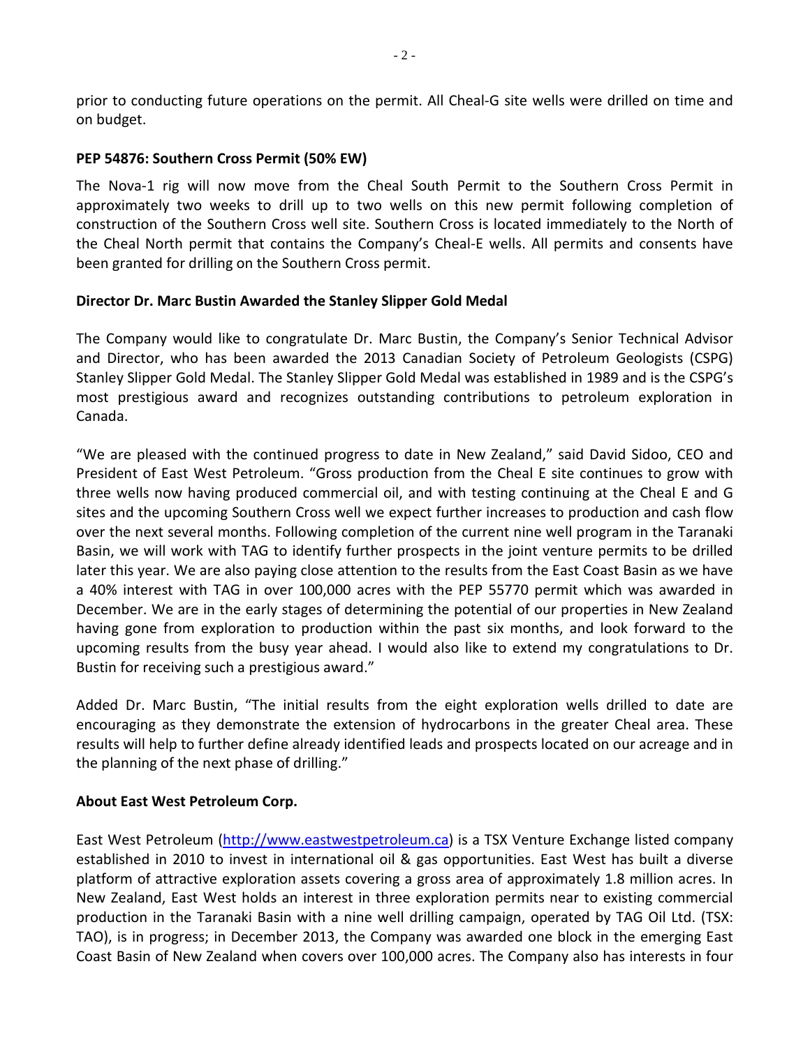prior to conducting future operations on the permit. All Cheal-G site wells were drilled on time and on budget.

**PEP 54876: Southern Cross Permit (50% EW)**

The Nova-1 rig will now move from the Cheal South Permit to the Southern Cross Permit in approximately two weeks to drill up to two wells on this new permit following completion of construction of the Southern Cross well site. Southern Cross is located immediately to the North of the Cheal North permit that contains the Company's Cheal-E wells. All permits and consents have been granted for drilling on the Southern Cross permit.

**Director Dr. Marc Bustin Awarded the Stanley Slipper Gold Medal**

The Company would like to congratulate Dr. Marc Bustin, the Company's Senior Technical Advisor and Director, who has been awarded the 2013 Canadian Society of Petroleum Geologists (CSPG) Stanley Slipper Gold Medal. The Stanley Slipper Gold Medal was established in 1989 and is the CSPG's most prestigious award and recognizes outstanding contributions to petroleum exploration in Canada.

"We are pleased with the continued progress to date in New Zealand," said David Sidoo, CEO and President of East West Petroleum. "Gross production from the Cheal E site continues to grow with three wells now having produced commercial oil, and with testing continuing at the Cheal E and G sites and the upcoming Southern Cross well we expect further increases to production and cash flow over the next several months. Following completion of the current nine well program in the Taranaki Basin, we will work with TAG to identify further prospects in the joint venture permits to be drilled later this year. We are also paying close attention to the results from the East Coast Basin as we have a 40% interest with TAG in over 100,000 acres with the PEP 55770 permit which was awarded in December. We are in the early stages of determining the potential of our properties in New Zealand having gone from exploration to production within the past six months, and look forward to the upcoming results from the busy year ahead. I would also like to extend my congratulations to Dr. Bustin for receiving such a prestigious award."

Added Dr. Marc Bustin, "The initial results from the eight exploration wells drilled to date are encouraging as they demonstrate the extension of hydrocarbons in the greater Cheal area. These results will help to further define already identified leads and prospects located on our acreage and in the planning of the next phase of drilling."

**About East West Petroleum Corp.**

East West Petroleum (http://www.eastwestpetroleum.ca) is a TSX Venture Exchange listed company established in 2010 to invest in international oil & gas opportunities. East West has built a diverse platform of attractive exploration assets covering a gross area of approximately 1.8 million acres. In New Zealand, East West holds an interest in three exploration permits near to existing commercial production in the Taranaki Basin with a nine well drilling campaign, operated by TAG Oil Ltd. (TSX: TAO), is in progress; in December 2013, the Company was awarded one block in the emerging East Coast Basin of New Zealand when covers over 100,000 acres. The Company also has interests in four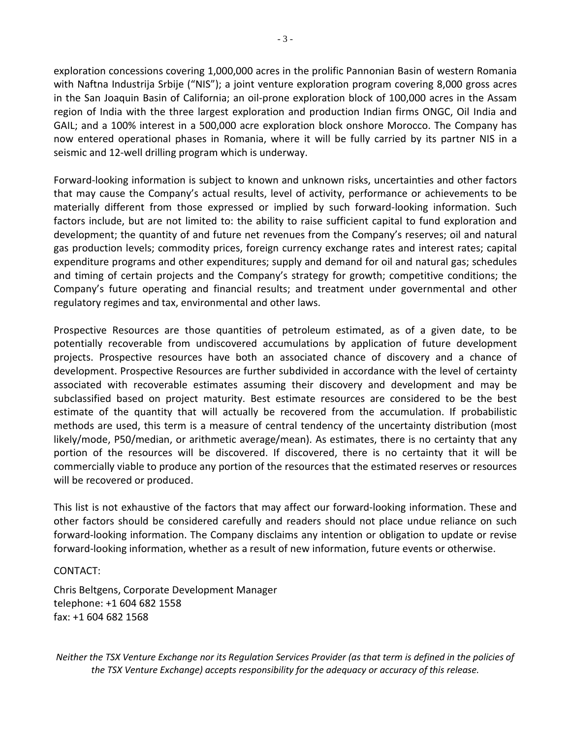exploration concessions covering 1,000,000 acres in the prolific Pannonian Basin of western Romania with Naftna Industrija Srbije ("NIS"); a joint venture exploration program covering 8,000 gross acres in the San Joaquin Basin of California; an oil-prone exploration block of 100,000 acres in the Assam region of India with the three largest exploration and production Indian firms ONGC, Oil India and GAIL; and a 100% interest in a 500,000 acre exploration block onshore Morocco. The Company has now entered operational phases in Romania, where it will be fully carried by its partner NIS in a seismic and 12-well drilling program which is underway.

Forward-looking information is subject to known and unknown risks, uncertainties and other factors that may cause the Company's actual results, level of activity, performance or achievements to be materially different from those expressed or implied by such forward-looking information. Such factors include, but are not limited to: the ability to raise sufficient capital to fund exploration and development; the quantity of and future net revenues from the Company's reserves; oil and natural gas production levels; commodity prices, foreign currency exchange rates and interest rates; capital expenditure programs and other expenditures; supply and demand for oil and natural gas; schedules and timing of certain projects and the Company's strategy for growth; competitive conditions; the Company's future operating and financial results; and treatment under governmental and other regulatory regimes and tax, environmental and other laws.

Prospective Resources are those quantities of petroleum estimated, as of a given date, to be potentially recoverable from undiscovered accumulations by application of future development projects. Prospective resources have both an associated chance of discovery and a chance of development. Prospective Resources are further subdivided in accordance with the level of certainty associated with recoverable estimates assuming their discovery and development and may be subclassified based on project maturity. Best estimate resources are considered to be the best estimate of the quantity that will actually be recovered from the accumulation. If probabilistic methods are used, this term is a measure of central tendency of the uncertainty distribution (most likely/mode, P50/median, or arithmetic average/mean). As estimates, there is no certainty that any portion of the resources will be discovered. If discovered, there is no certainty that it will be commercially viable to produce any portion of the resources that the estimated reserves or resources will be recovered or produced.

This list is not exhaustive of the factors that may affect our forward-looking information. These and other factors should be considered carefully and readers should not place undue reliance on such forward-looking information. The Company disclaims any intention or obligation to update or revise forward-looking information, whether as a result of new information, future events or otherwise.

CONTACT:

Chris Beltgens, Corporate Development Manager
telephone: +1 604 682 1558
fax: +1 604 682 1568

*Neither the TSX Venture Exchange nor its Regulation Services Provider (as that term is defined in the policies of the TSX Venture Exchange) accepts responsibility for the adequacy or accuracy of this release.*